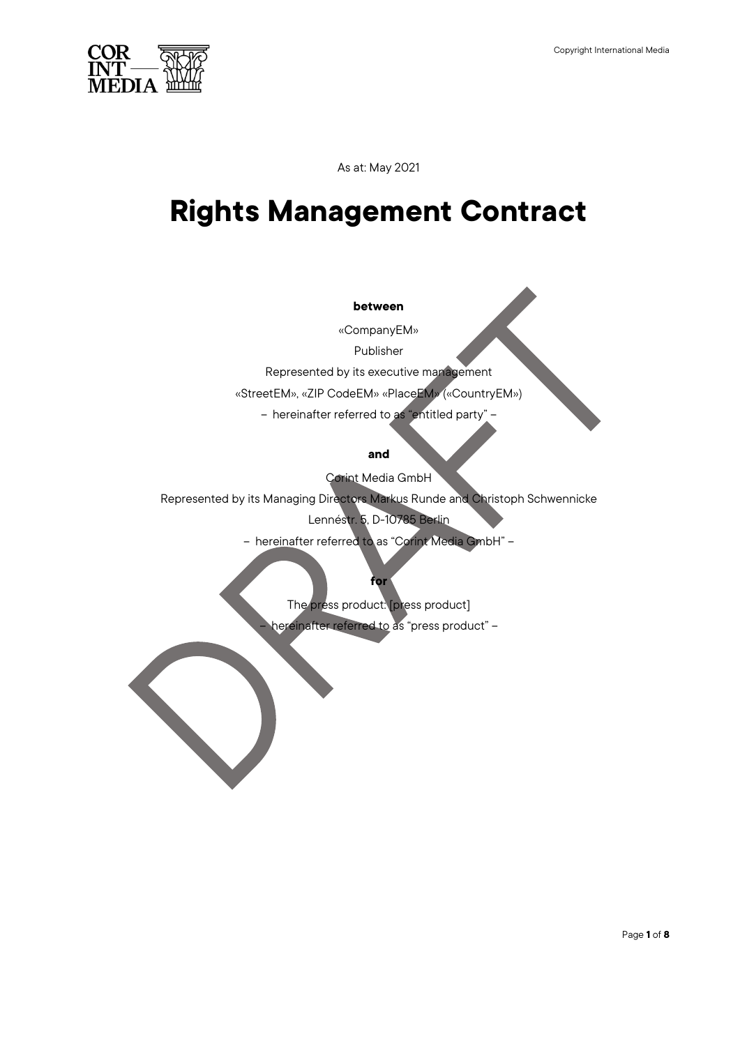As at: May 2021

# Rights Management Contract

**between**

«CompanyEM»

Publisher

Represented by its executive management

«StreetEM», «ZIP CodeEM» «PlaceEM» («CountryEM»)

– hereinafter referred to as "entitled party" –

**and**

Corint Media GmbH

Represented by its Managing Directors Markus Runde and Christoph Schwennicke

Lennéstr. 5, D-10785 Berlin

– hereinafter referred to as "Corint Media GmbH" –

**for**

The press product: [press product]

– hereinafter referred to as "press product" –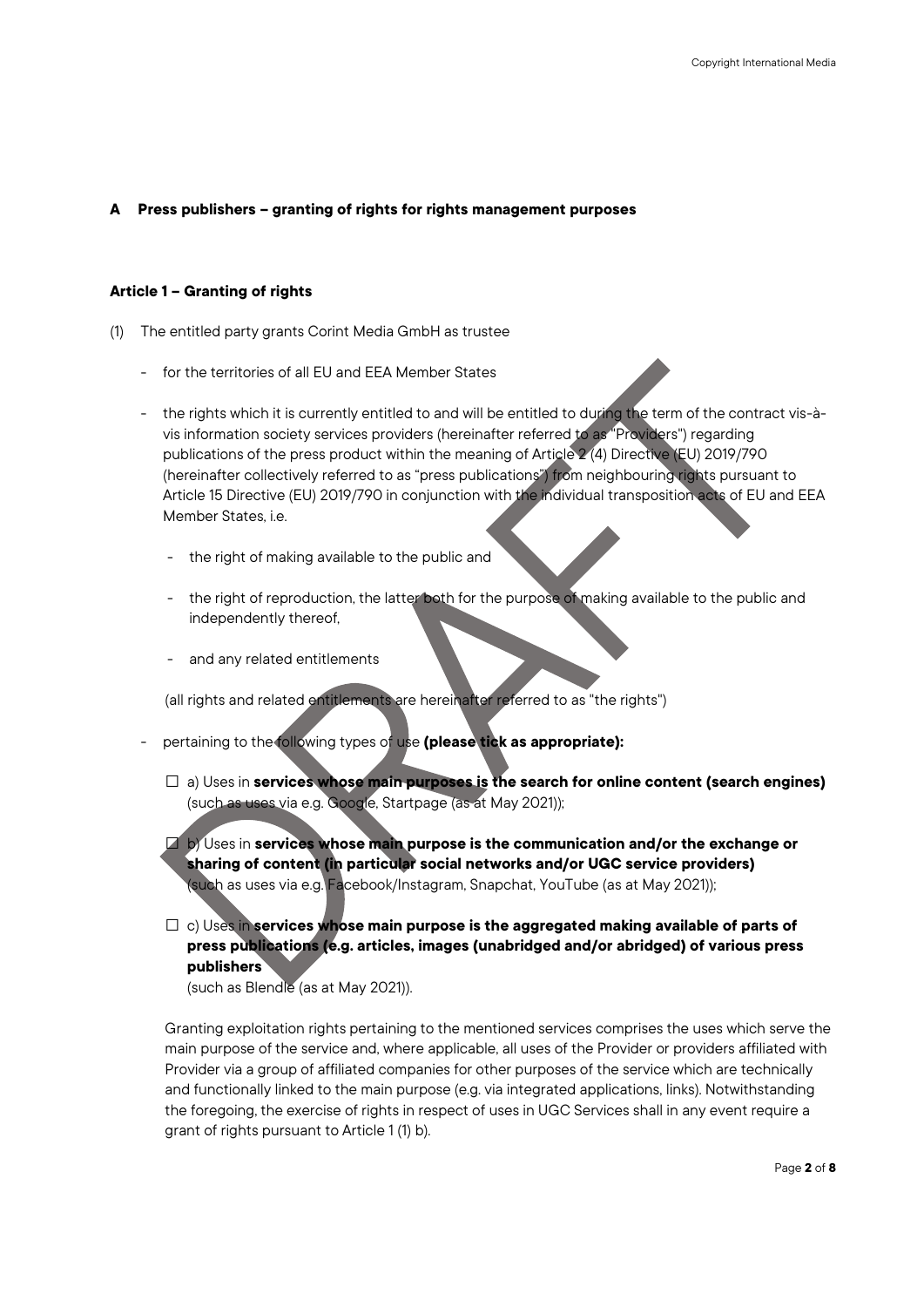## A Press publishers – granting of rights for rights management purposes

### Article 1 – Granting of rights

(1) The entitled party grants Corint Media GmbH as trustee

- for the territories of all EU and EEA Member States
- the rights which it is currently entitled to and will be entitled to during the term of the contract vis-à-vis information society services providers (hereinafter referred to as "Providers") regarding publications of the press product within the meaning of Article 2 (4) Directive (EU) 2019/790 (hereinafter collectively referred to as "press publications") from neighbouring rights pursuant to Article 15 Directive (EU) 2019/790 in conjunction with the individual transposition acts of EU and EEA Member States, i.e.
  - the right of making available to the public and
  - the right of reproduction, the latter both for the purpose of making available to the public and independently thereof,
  - and any related entitlements

  (all rights and related entitlements are hereinafter referred to as "the rights")
- pertaining to the following types of use **(please tick as appropriate):**

  ☐ a) Uses in **services whose main purposes is the search for online content (search engines)** (such as uses via e.g. Google, Startpage (as at May 2021));

  ☐ b) Uses in **services whose main purpose is the communication and/or the exchange or sharing of content (in particular social networks and/or UGC service providers)** (such as uses via e.g. Facebook/Instagram, Snapchat, YouTube (as at May 2021));

  ☐ c) Uses in **services whose main purpose is the aggregated making available of parts of press publications (e.g. articles, images (unabridged and/or abridged) of various press publishers** (such as Blendle (as at May 2021)).

  Granting exploitation rights pertaining to the mentioned services comprises the uses which serve the main purpose of the service and, where applicable, all uses of the Provider or providers affiliated with Provider via a group of affiliated companies for other purposes of the service which are technically and functionally linked to the main purpose (e.g. via integrated applications, links). Notwithstanding the foregoing, the exercise of rights in respect of uses in UGC Services shall in any event require a grant of rights pursuant to Article 1 (1) b).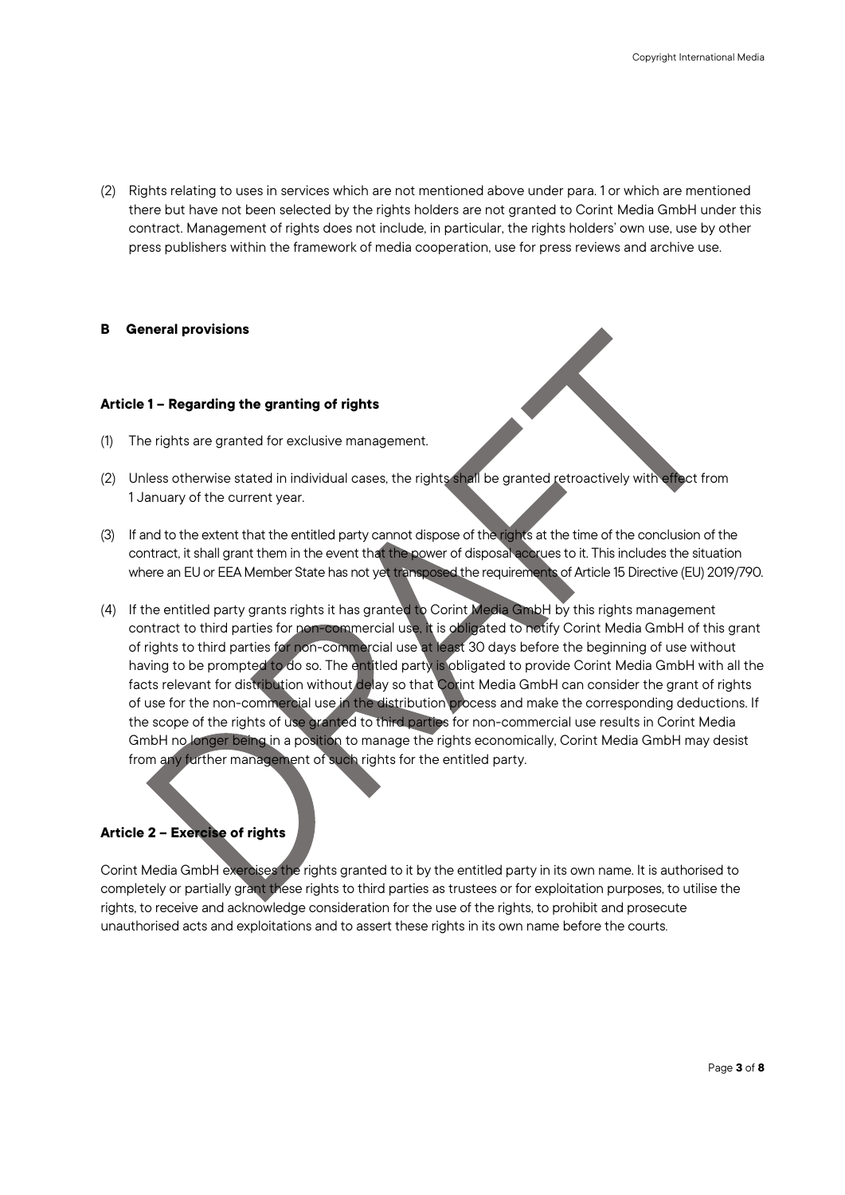(2) Rights relating to uses in services which are not mentioned above under para. 1 or which are mentioned there but have not been selected by the rights holders are not granted to Corint Media GmbH under this contract. Management of rights does not include, in particular, the rights holders' own use, use by other press publishers within the framework of media cooperation, use for press reviews and archive use.

## B General provisions

### Article 1 – Regarding the granting of rights

(1) The rights are granted for exclusive management.

(2) Unless otherwise stated in individual cases, the rights shall be granted retroactively with effect from 1 January of the current year.

(3) If and to the extent that the entitled party cannot dispose of the rights at the time of the conclusion of the contract, it shall grant them in the event that the power of disposal accrues to it. This includes the situation where an EU or EEA Member State has not yet transposed the requirements of Article 15 Directive (EU) 2019/790.

(4) If the entitled party grants rights it has granted to Corint Media GmbH by this rights management contract to third parties for non-commercial use, it is obligated to notify Corint Media GmbH of this grant of rights to third parties for non-commercial use at least 30 days before the beginning of use without having to be prompted to do so. The entitled party is obligated to provide Corint Media GmbH with all the facts relevant for distribution without delay so that Corint Media GmbH can consider the grant of rights of use for the non-commercial use in the distribution process and make the corresponding deductions. If the scope of the rights of use granted to third parties for non-commercial use results in Corint Media GmbH no longer being in a position to manage the rights economically, Corint Media GmbH may desist from any further management of such rights for the entitled party.

### Article 2 – Exercise of rights

Corint Media GmbH exercises the rights granted to it by the entitled party in its own name. It is authorised to completely or partially grant these rights to third parties as trustees or for exploitation purposes, to utilise the rights, to receive and acknowledge consideration for the use of the rights, to prohibit and prosecute unauthorised acts and exploitations and to assert these rights in its own name before the courts.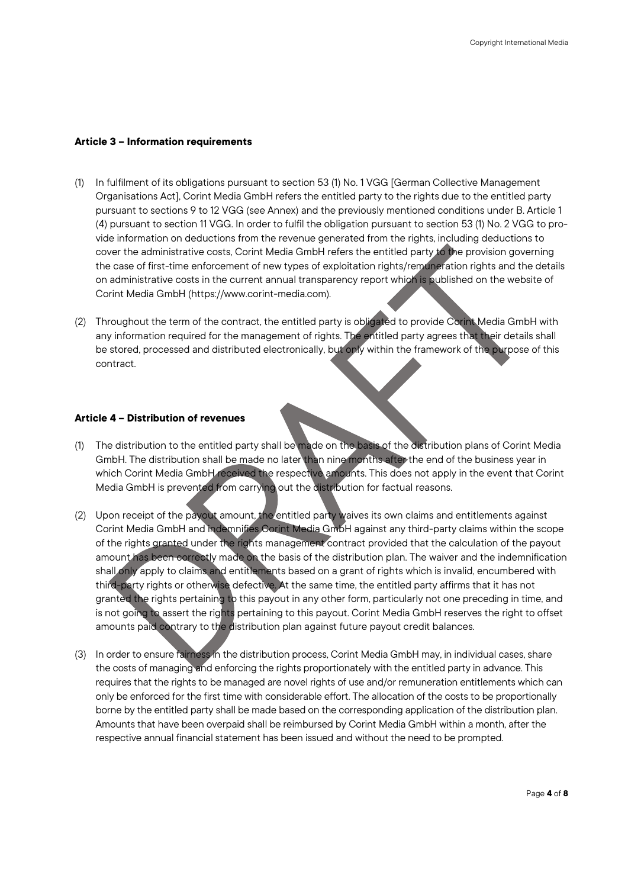### Article 3 – Information requirements

(1) In fulfilment of its obligations pursuant to section 53 (1) No. 1 VGG [German Collective Management Organisations Act], Corint Media GmbH refers the entitled party to the rights due to the entitled party pursuant to sections 9 to 12 VGG (see Annex) and the previously mentioned conditions under B. Article 1 (4) pursuant to section 11 VGG. In order to fulfil the obligation pursuant to section 53 (1) No. 2 VGG to provide information on deductions from the revenue generated from the rights, including deductions to cover the administrative costs, Corint Media GmbH refers the entitled party to the provision governing the case of first-time enforcement of new types of exploitation rights/remuneration rights and the details on administrative costs in the current annual transparency report which is published on the website of Corint Media GmbH (https://www.corint-media.com).

(2) Throughout the term of the contract, the entitled party is obligated to provide Corint Media GmbH with any information required for the management of rights. The entitled party agrees that their details shall be stored, processed and distributed electronically, but only within the framework of the purpose of this contract.

### Article 4 – Distribution of revenues

(1) The distribution to the entitled party shall be made on the basis of the distribution plans of Corint Media GmbH. The distribution shall be made no later than nine months after the end of the business year in which Corint Media GmbH received the respective amounts. This does not apply in the event that Corint Media GmbH is prevented from carrying out the distribution for factual reasons.

(2) Upon receipt of the payout amount, the entitled party waives its own claims and entitlements against Corint Media GmbH and indemnifies Corint Media GmbH against any third-party claims within the scope of the rights granted under the rights management contract provided that the calculation of the payout amount has been correctly made on the basis of the distribution plan. The waiver and the indemnification shall only apply to claims and entitlements based on a grant of rights which is invalid, encumbered with third-party rights or otherwise defective. At the same time, the entitled party affirms that it has not granted the rights pertaining to this payout in any other form, particularly not one preceding in time, and is not going to assert the rights pertaining to this payout. Corint Media GmbH reserves the right to offset amounts paid contrary to the distribution plan against future payout credit balances.

(3) In order to ensure fairness in the distribution process, Corint Media GmbH may, in individual cases, share the costs of managing and enforcing the rights proportionately with the entitled party in advance. This requires that the rights to be managed are novel rights of use and/or remuneration entitlements which can only be enforced for the first time with considerable effort. The allocation of the costs to be proportionally borne by the entitled party shall be made based on the corresponding application of the distribution plan. Amounts that have been overpaid shall be reimbursed by Corint Media GmbH within a month, after the respective annual financial statement has been issued and without the need to be prompted.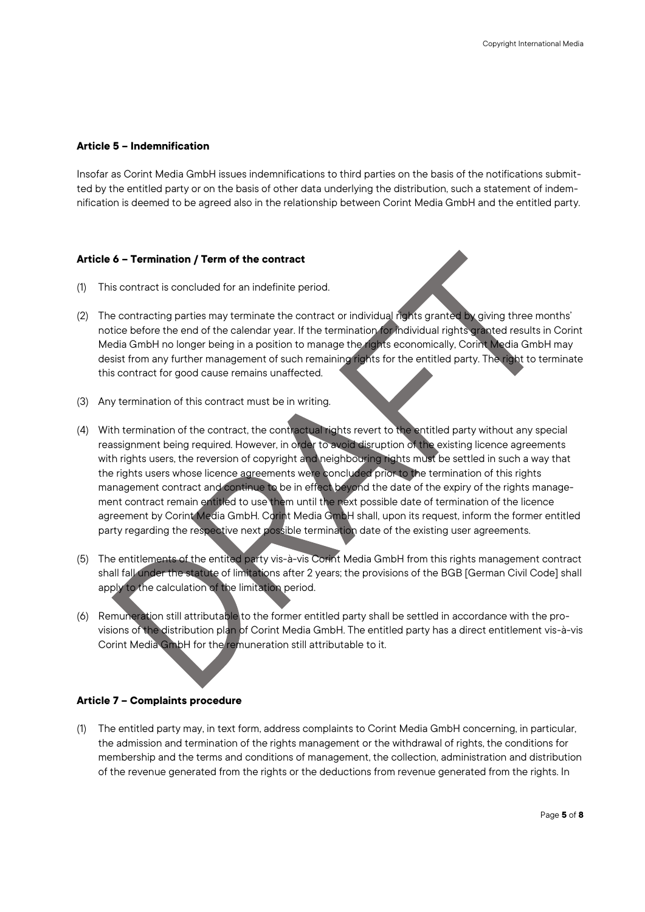#### Article 5 – Indemnification

Insofar as Corint Media GmbH issues indemnifications to third parties on the basis of the notifications submitted by the entitled party or on the basis of other data underlying the distribution, such a statement of indemnification is deemed to be agreed also in the relationship between Corint Media GmbH and the entitled party.

#### Article 6 – Termination / Term of the contract

(1) This contract is concluded for an indefinite period.

(2) The contracting parties may terminate the contract or individual rights granted by giving three months' notice before the end of the calendar year. If the termination for individual rights granted results in Corint Media GmbH no longer being in a position to manage the rights economically, Corint Media GmbH may desist from any further management of such remaining rights for the entitled party. The right to terminate this contract for good cause remains unaffected.

(3) Any termination of this contract must be in writing.

(4) With termination of the contract, the contractual rights revert to the entitled party without any special reassignment being required. However, in order to avoid disruption of the existing licence agreements with rights users, the reversion of copyright and neighbouring rights must be settled in such a way that the rights users whose licence agreements were concluded prior to the termination of this rights management contract and continue to be in effect beyond the date of the expiry of the rights management contract remain entitled to use them until the next possible date of termination of the licence agreement by Corint Media GmbH. Corint Media GmbH shall, upon its request, inform the former entitled party regarding the respective next possible termination date of the existing user agreements.

(5) The entitlements of the entited party vis-à-vis Corint Media GmbH from this rights management contract shall fall under the statute of limitations after 2 years; the provisions of the BGB [German Civil Code] shall apply to the calculation of the limitation period.

(6) Remuneration still attributable to the former entitled party shall be settled in accordance with the provisions of the distribution plan of Corint Media GmbH. The entitled party has a direct entitlement vis-à-vis Corint Media GmbH for the remuneration still attributable to it.

#### Article 7 – Complaints procedure

(1) The entitled party may, in text form, address complaints to Corint Media GmbH concerning, in particular, the admission and termination of the rights management or the withdrawal of rights, the conditions for membership and the terms and conditions of management, the collection, administration and distribution of the revenue generated from the rights or the deductions from revenue generated from the rights. In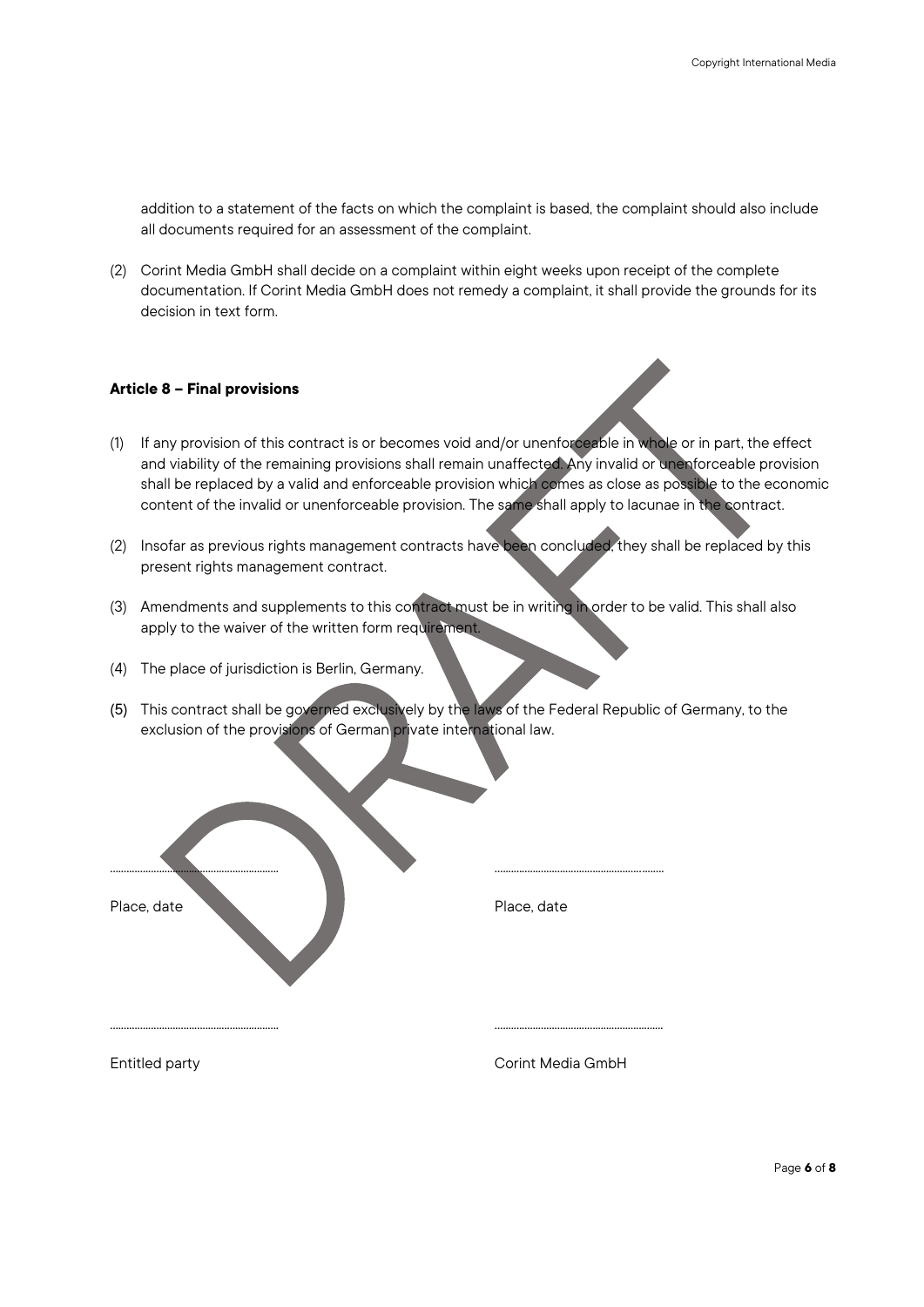addition to a statement of the facts on which the complaint is based, the complaint should also include all documents required for an assessment of the complaint.

(2) Corint Media GmbH shall decide on a complaint within eight weeks upon receipt of the complete documentation. If Corint Media GmbH does not remedy a complaint, it shall provide the grounds for its decision in text form.

**Article 8 – Final provisions**

(1) If any provision of this contract is or becomes void and/or unenforceable in whole or in part, the effect and viability of the remaining provisions shall remain unaffected. Any invalid or unenforceable provision shall be replaced by a valid and enforceable provision which comes as close as possible to the economic content of the invalid or unenforceable provision. The same shall apply to lacunae in the contract.

(2) Insofar as previous rights management contracts have been concluded, they shall be replaced by this present rights management contract.

(3) Amendments and supplements to this contract must be in writing in order to be valid. This shall also apply to the waiver of the written form requirement.

(4) The place of jurisdiction is Berlin, Germany.

(5) This contract shall be governed exclusively by the laws of the Federal Republic of Germany, to the exclusion of the provisions of German private international law.

DRAFT

| ........................................ | ........................................ |
|---|---|
| Place, date | Place, date |
| ........................................ | ........................................ |
| Entitled party | Corint Media GmbH |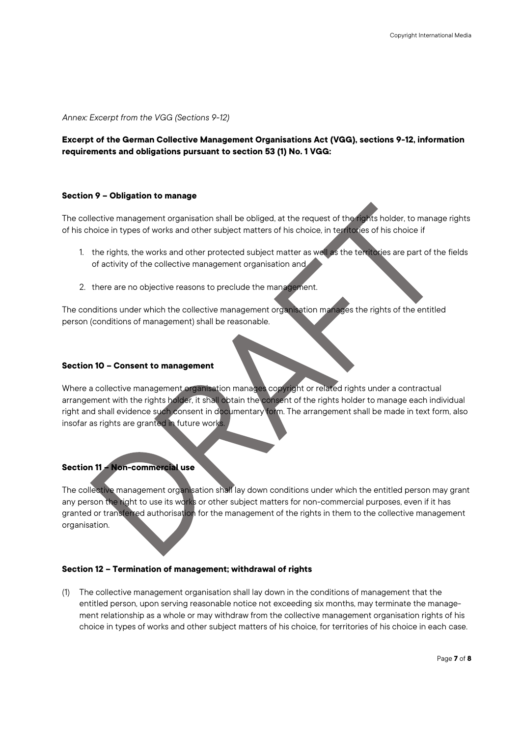*Annex: Excerpt from the VGG (Sections 9-12)*

**Excerpt of the German Collective Management Organisations Act (VGG), sections 9-12, information requirements and obligations pursuant to section 53 (1) No. 1 VGG:**

#### Section 9 – Obligation to manage

The collective management organisation shall be obliged, at the request of the rights holder, to manage rights of his choice in types of works and other subject matters of his choice, in territories of his choice if

1. the rights, the works and other protected subject matter as well as the territories are part of the fields of activity of the collective management organisation and
2. there are no objective reasons to preclude the management.

The conditions under which the collective management organisation manages the rights of the entitled person (conditions of management) shall be reasonable.

#### Section 10 – Consent to management

Where a collective management organisation manages copyright or related rights under a contractual arrangement with the rights holder, it shall obtain the consent of the rights holder to manage each individual right and shall evidence such consent in documentary form. The arrangement shall be made in text form, also insofar as rights are granted in future works.

#### Section 11 – Non-commercial use

The collective management organisation shall lay down conditions under which the entitled person may grant any person the right to use its works or other subject matters for non-commercial purposes, even if it has granted or transferred authorisation for the management of the rights in them to the collective management organisation.

#### Section 12 – Termination of management; withdrawal of rights

(1) The collective management organisation shall lay down in the conditions of management that the entitled person, upon serving reasonable notice not exceeding six months, may terminate the management relationship as a whole or may withdraw from the collective management organisation rights of his choice in types of works and other subject matters of his choice, for territories of his choice in each case.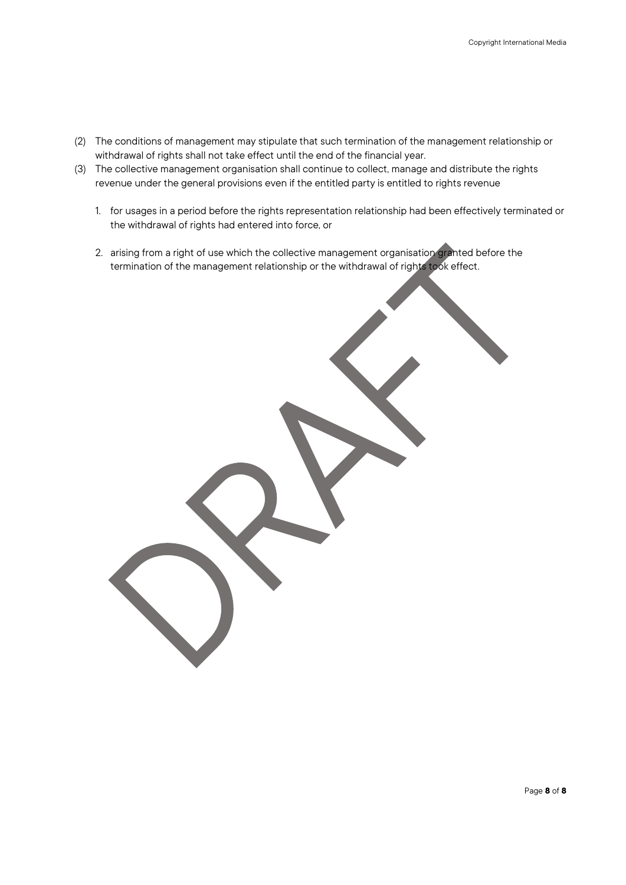(2) The conditions of management may stipulate that such termination of the management relationship or withdrawal of rights shall not take effect until the end of the financial year.

(3) The collective management organisation shall continue to collect, manage and distribute the rights revenue under the general provisions even if the entitled party is entitled to rights revenue

   1. for usages in a period before the rights representation relationship had been effectively terminated or the withdrawal of rights had entered into force, or

   2. arising from a right of use which the collective management organisation granted before the termination of the management relationship or the withdrawal of rights took effect.